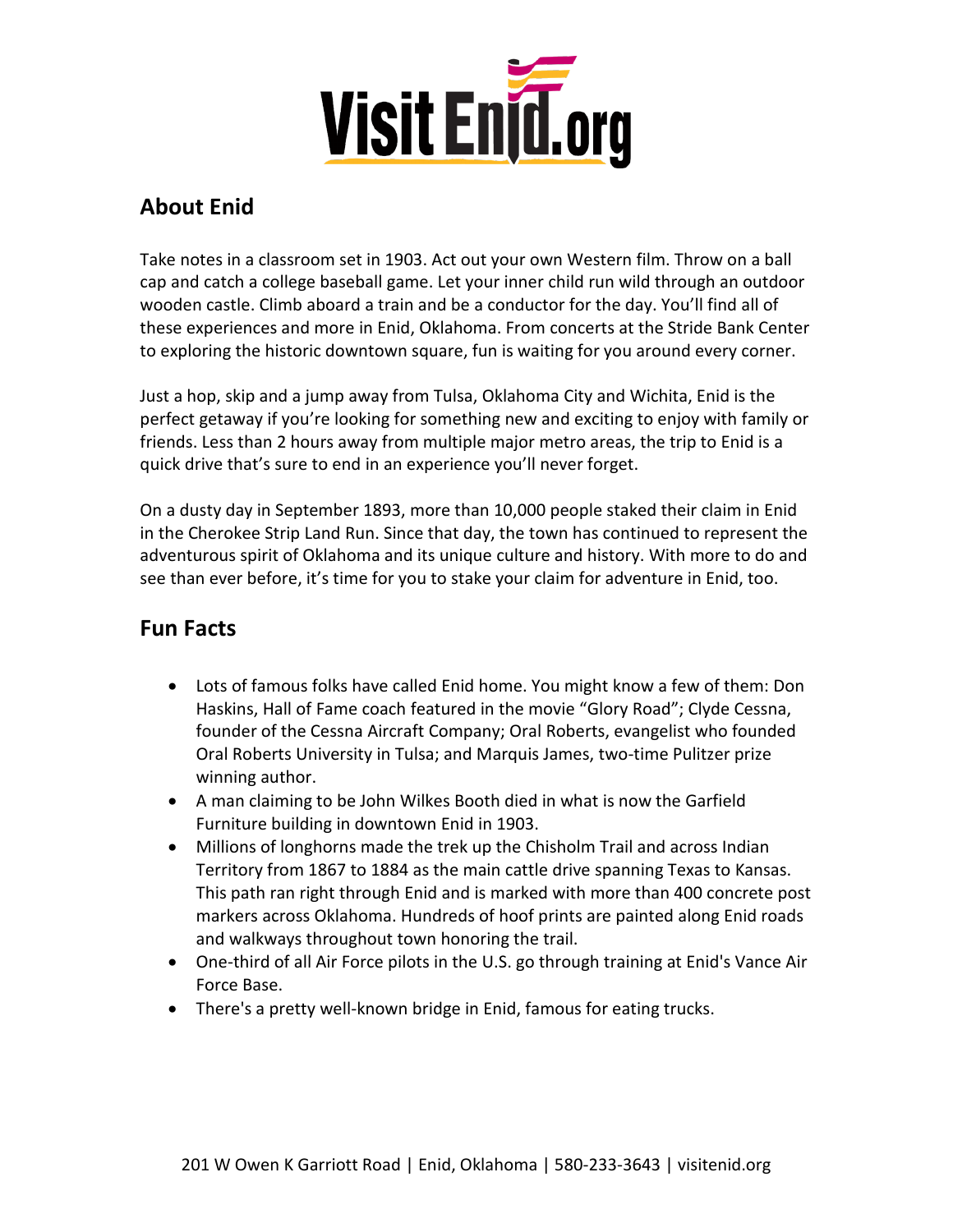# Visit Enid.org

## About Enid

Take notes in a classroom set in 1903. Act out your own Western film. Throw on a ball cap and catch a college baseball game. Let your inner child run wild through an outdoor wooden castle. Climb aboard a train and be a conductor for the day. You'll find all of these experiences and more in Enid, Oklahoma. From concerts at the Stride Bank Center to exploring the historic downtown square, fun is waiting for you around every corner.

Just a hop, skip and a jump away from Tulsa, Oklahoma City and Wichita, Enid is the perfect getaway if you're looking for something new and exciting to enjoy with family or friends. Less than 2 hours away from multiple major metro areas, the trip to Enid is a quick drive that's sure to end in an experience you'll never forget.

On a dusty day in September 1893, more than 10,000 people staked their claim in Enid in the Cherokee Strip Land Run. Since that day, the town has continued to represent the adventurous spirit of Oklahoma and its unique culture and history. With more to do and see than ever before, it's time for you to stake your claim for adventure in Enid, too.

## Fun Facts

- Lots of famous folks have called Enid home. You might know a few of them: Don Haskins, Hall of Fame coach featured in the movie "Glory Road"; Clyde Cessna, founder of the Cessna Aircraft Company; Oral Roberts, evangelist who founded Oral Roberts University in Tulsa; and Marquis James, two-time Pulitzer prize winning author.
- A man claiming to be John Wilkes Booth died in what is now the Garfield Furniture building in downtown Enid in 1903.
- Millions of longhorns made the trek up the Chisholm Trail and across Indian Territory from 1867 to 1884 as the main cattle drive spanning Texas to Kansas. This path ran right through Enid and is marked with more than 400 concrete post markers across Oklahoma. Hundreds of hoof prints are painted along Enid roads and walkways throughout town honoring the trail.
- One-third of all Air Force pilots in the U.S. go through training at Enid's Vance Air Force Base.
- There's a pretty well-known bridge in Enid, famous for eating trucks.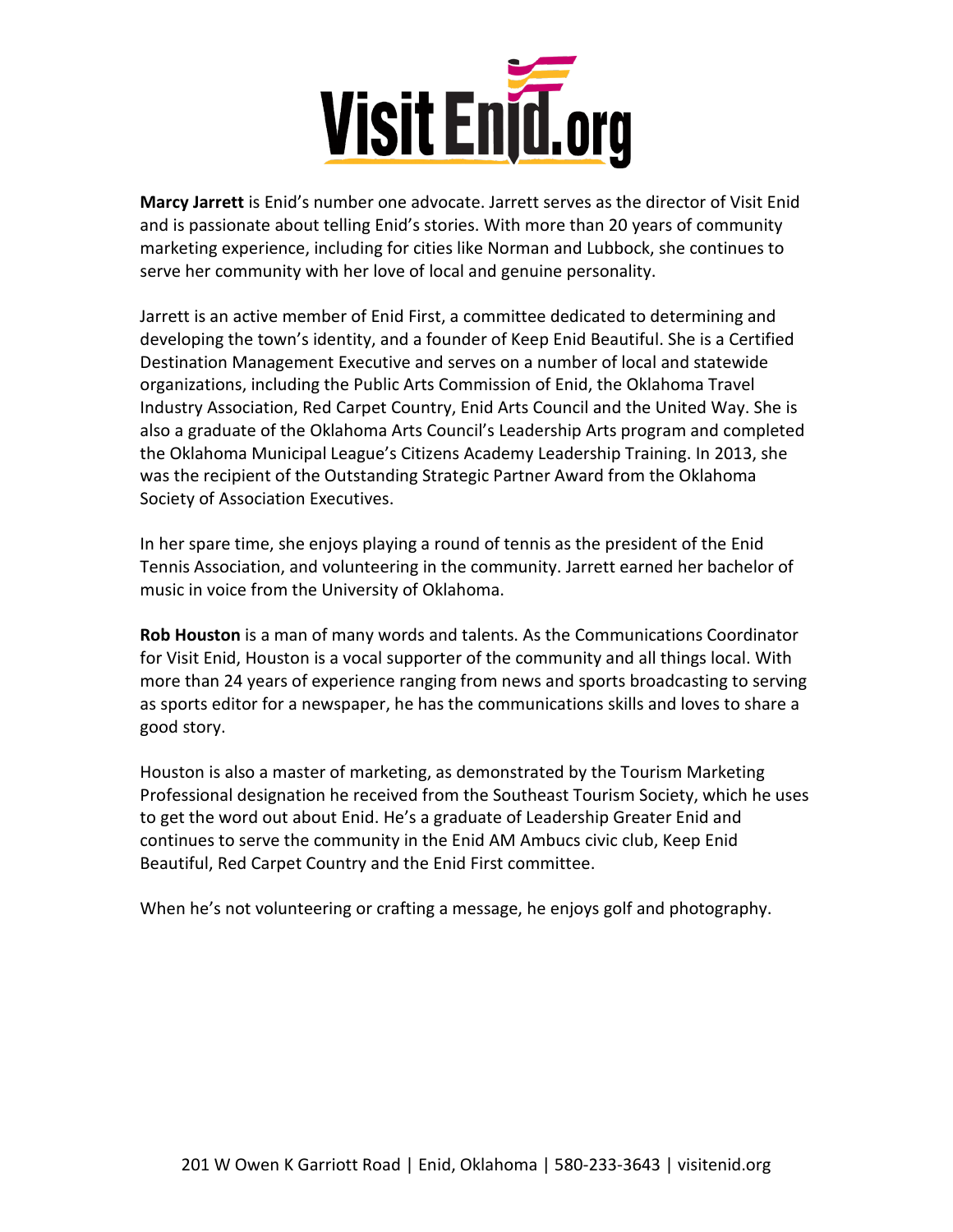**Marcy Jarrett** is Enid's number one advocate. Jarrett serves as the director of Visit Enid and is passionate about telling Enid's stories. With more than 20 years of community marketing experience, including for cities like Norman and Lubbock, she continues to serve her community with her love of local and genuine personality.

Jarrett is an active member of Enid First, a committee dedicated to determining and developing the town's identity, and a founder of Keep Enid Beautiful. She is a Certified Destination Management Executive and serves on a number of local and statewide organizations, including the Public Arts Commission of Enid, the Oklahoma Travel Industry Association, Red Carpet Country, Enid Arts Council and the United Way. She is also a graduate of the Oklahoma Arts Council's Leadership Arts program and completed the Oklahoma Municipal League's Citizens Academy Leadership Training. In 2013, she was the recipient of the Outstanding Strategic Partner Award from the Oklahoma Society of Association Executives.

In her spare time, she enjoys playing a round of tennis as the president of the Enid Tennis Association, and volunteering in the community. Jarrett earned her bachelor of music in voice from the University of Oklahoma.

**Rob Houston** is a man of many words and talents. As the Communications Coordinator for Visit Enid, Houston is a vocal supporter of the community and all things local. With more than 24 years of experience ranging from news and sports broadcasting to serving as sports editor for a newspaper, he has the communications skills and loves to share a good story.

Houston is also a master of marketing, as demonstrated by the Tourism Marketing Professional designation he received from the Southeast Tourism Society, which he uses to get the word out about Enid. He's a graduate of Leadership Greater Enid and continues to serve the community in the Enid AM Ambucs civic club, Keep Enid Beautiful, Red Carpet Country and the Enid First committee.

When he's not volunteering or crafting a message, he enjoys golf and photography.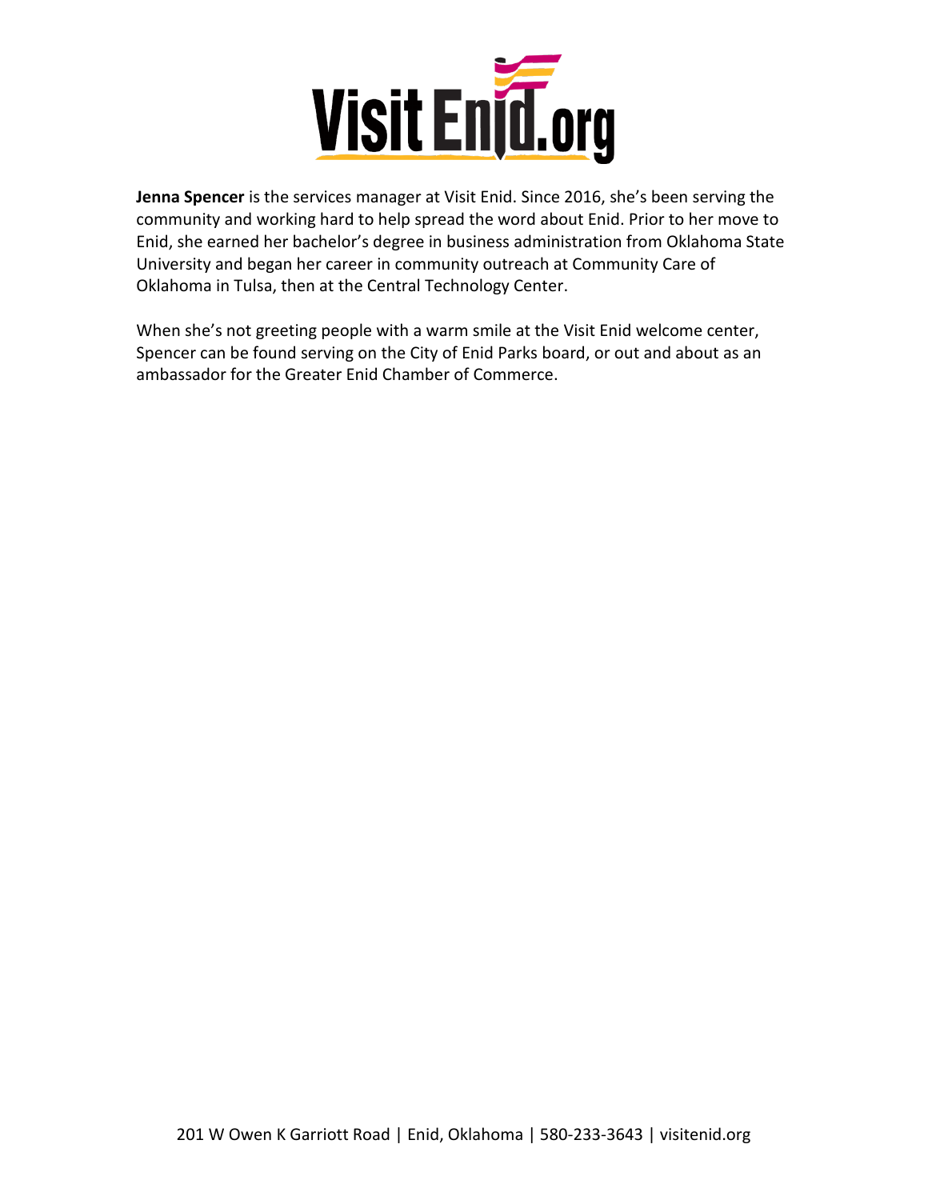**Jenna Spencer** is the services manager at Visit Enid. Since 2016, she's been serving the community and working hard to help spread the word about Enid. Prior to her move to Enid, she earned her bachelor's degree in business administration from Oklahoma State University and began her career in community outreach at Community Care of Oklahoma in Tulsa, then at the Central Technology Center.

When she's not greeting people with a warm smile at the Visit Enid welcome center, Spencer can be found serving on the City of Enid Parks board, or out and about as an ambassador for the Greater Enid Chamber of Commerce.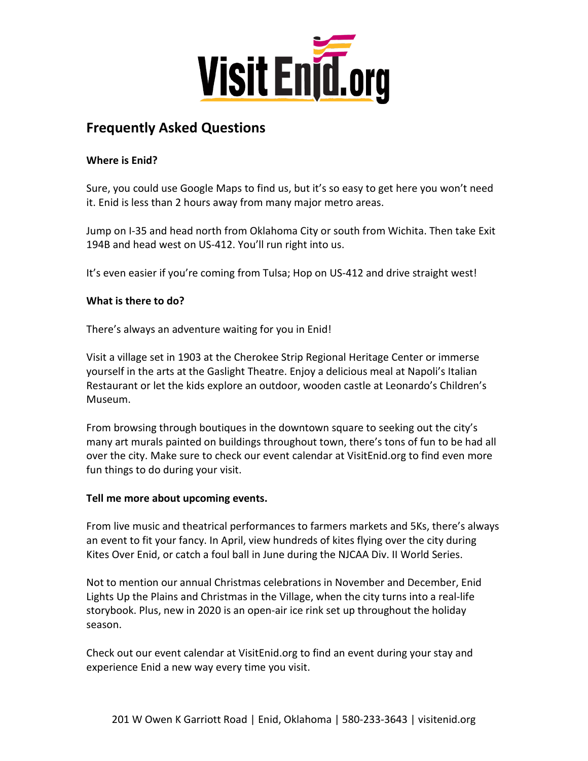# Frequently Asked Questions

**Where is Enid?**

Sure, you could use Google Maps to find us, but it's so easy to get here you won't need it. Enid is less than 2 hours away from many major metro areas.

Jump on I-35 and head north from Oklahoma City or south from Wichita. Then take Exit 194B and head west on US-412. You'll run right into us.

It's even easier if you're coming from Tulsa; Hop on US-412 and drive straight west!

**What is there to do?**

There's always an adventure waiting for you in Enid!

Visit a village set in 1903 at the Cherokee Strip Regional Heritage Center or immerse yourself in the arts at the Gaslight Theatre. Enjoy a delicious meal at Napoli's Italian Restaurant or let the kids explore an outdoor, wooden castle at Leonardo's Children's Museum.

From browsing through boutiques in the downtown square to seeking out the city's many art murals painted on buildings throughout town, there's tons of fun to be had all over the city. Make sure to check our event calendar at VisitEnid.org to find even more fun things to do during your visit.

**Tell me more about upcoming events.**

From live music and theatrical performances to farmers markets and 5Ks, there's always an event to fit your fancy. In April, view hundreds of kites flying over the city during Kites Over Enid, or catch a foul ball in June during the NJCAA Div. II World Series.

Not to mention our annual Christmas celebrations in November and December, Enid Lights Up the Plains and Christmas in the Village, when the city turns into a real-life storybook. Plus, new in 2020 is an open-air ice rink set up throughout the holiday season.

Check out our event calendar at VisitEnid.org to find an event during your stay and experience Enid a new way every time you visit.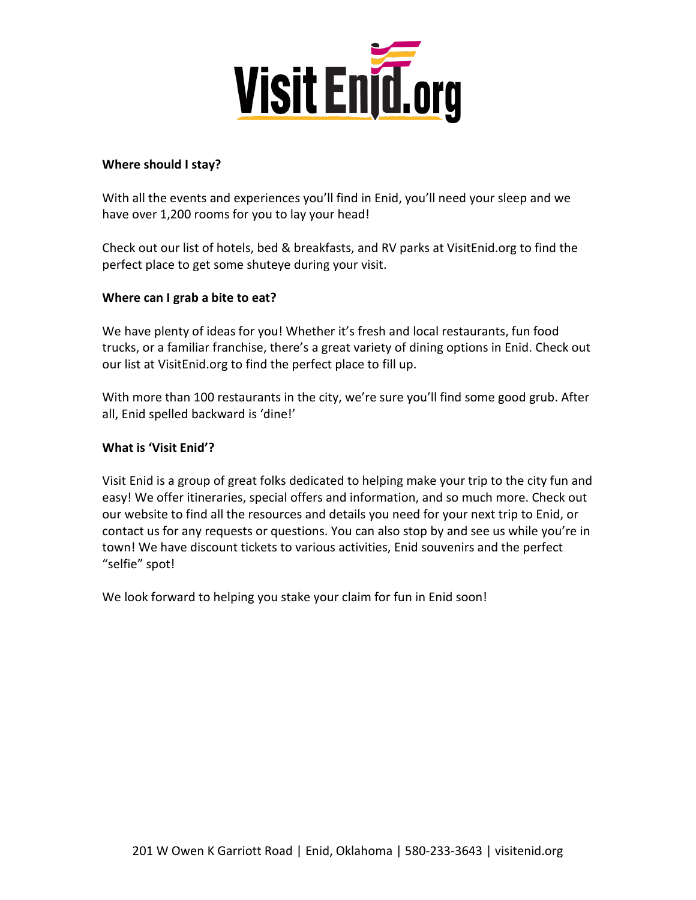**Where should I stay?**

With all the events and experiences you'll find in Enid, you'll need your sleep and we have over 1,200 rooms for you to lay your head!

Check out our list of hotels, bed & breakfasts, and RV parks at VisitEnid.org to find the perfect place to get some shuteye during your visit.

**Where can I grab a bite to eat?**

We have plenty of ideas for you! Whether it's fresh and local restaurants, fun food trucks, or a familiar franchise, there's a great variety of dining options in Enid. Check out our list at VisitEnid.org to find the perfect place to fill up.

With more than 100 restaurants in the city, we're sure you'll find some good grub. After all, Enid spelled backward is 'dine!'

**What is 'Visit Enid'?**

Visit Enid is a group of great folks dedicated to helping make your trip to the city fun and easy! We offer itineraries, special offers and information, and so much more. Check out our website to find all the resources and details you need for your next trip to Enid, or contact us for any requests or questions. You can also stop by and see us while you're in town! We have discount tickets to various activities, Enid souvenirs and the perfect "selfie" spot!

We look forward to helping you stake your claim for fun in Enid soon!